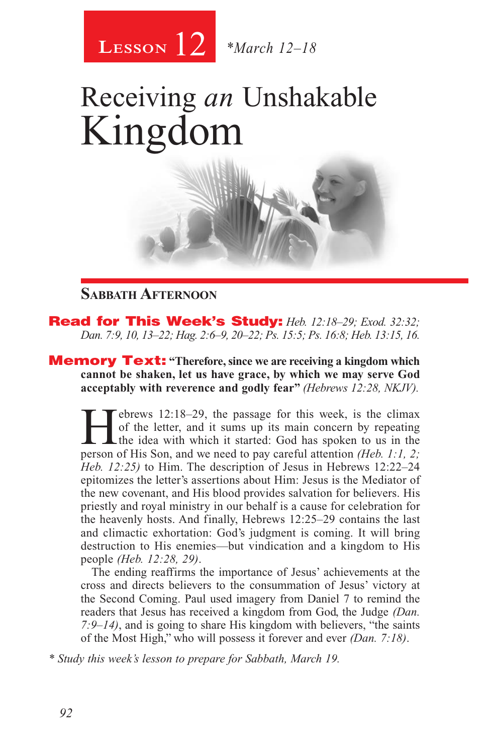# Lesson 12 *March 12–18

# Receiving *an* Unshakable Kingdom

## Sabbath Afternoon

**Read for This Week's Study:** *Heb. 12:18–29; Exod. 32:32; Dan. 7:9, 10, 13–22; Hag. 2:6–9, 20–22; Ps. 15:5; Ps. 16:8; Heb. 13:15, 16.*

**Memory Text:** **"Therefore, since we are receiving a kingdom which cannot be shaken, let us have grace, by which we may serve God acceptably with reverence and godly fear"** *(Hebrews 12:28, NKJV).*

Hebrews 12:18–29, the passage for this week, is the climax of the letter, and it sums up its main concern by repeating the idea with which it started: God has spoken to us in the person of His Son, and we need to pay careful attention *(Heb. 1:1, 2; Heb. 12:25)* to Him. The description of Jesus in Hebrews 12:22–24 epitomizes the letter's assertions about Him: Jesus is the Mediator of the new covenant, and His blood provides salvation for believers. His priestly and royal ministry in our behalf is a cause for celebration for the heavenly hosts. And finally, Hebrews 12:25–29 contains the last and climactic exhortation: God's judgment is coming. It will bring destruction to His enemies—but vindication and a kingdom to His people *(Heb. 12:28, 29)*.

The ending reaffirms the importance of Jesus' achievements at the cross and directs believers to the consummation of Jesus' victory at the Second Coming. Paul used imagery from Daniel 7 to remind the readers that Jesus has received a kingdom from God, the Judge *(Dan. 7:9–14)*, and is going to share His kingdom with believers, "the saints of the Most High," who will possess it forever and ever *(Dan. 7:18)*.

*\* Study this week's lesson to prepare for Sabbath, March 19.*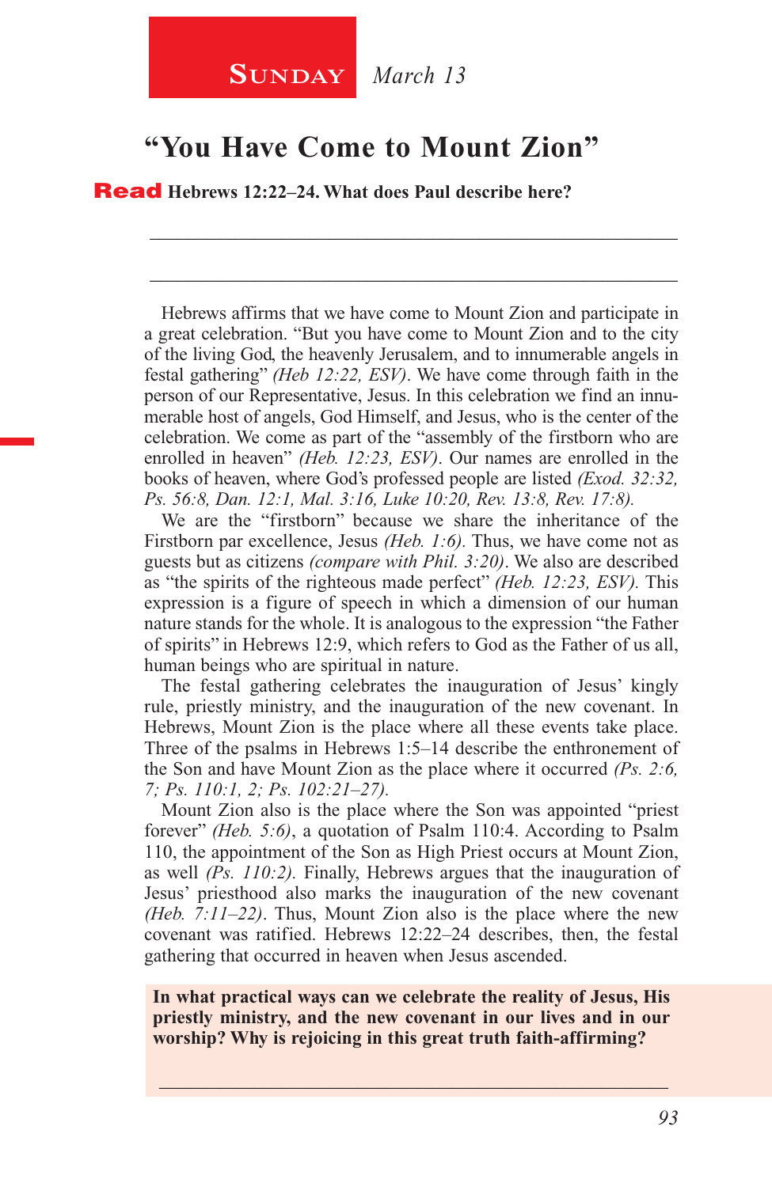**SUNDAY** *March 13*

# "You Have Come to Mount Zion"

**Read Hebrews 12:22–24. What does Paul describe here?**

_______________________________________________

_______________________________________________

Hebrews affirms that we have come to Mount Zion and participate in a great celebration. "But you have come to Mount Zion and to the city of the living God, the heavenly Jerusalem, and to innumerable angels in festal gathering" *(Heb 12:22, ESV)*. We have come through faith in the person of our Representative, Jesus. In this celebration we find an innumerable host of angels, God Himself, and Jesus, who is the center of the celebration. We come as part of the "assembly of the firstborn who are enrolled in heaven" *(Heb. 12:23, ESV)*. Our names are enrolled in the books of heaven, where God's professed people are listed *(Exod. 32:32, Ps. 56:8, Dan. 12:1, Mal. 3:16, Luke 10:20, Rev. 13:8, Rev. 17:8).*

We are the "firstborn" because we share the inheritance of the Firstborn par excellence, Jesus *(Heb. 1:6).* Thus, we have come not as guests but as citizens *(compare with Phil. 3:20)*. We also are described as "the spirits of the righteous made perfect" *(Heb. 12:23, ESV).* This expression is a figure of speech in which a dimension of our human nature stands for the whole. It is analogous to the expression "the Father of spirits" in Hebrews 12:9, which refers to God as the Father of us all, human beings who are spiritual in nature.

The festal gathering celebrates the inauguration of Jesus' kingly rule, priestly ministry, and the inauguration of the new covenant. In Hebrews, Mount Zion is the place where all these events take place. Three of the psalms in Hebrews 1:5–14 describe the enthronement of the Son and have Mount Zion as the place where it occurred *(Ps. 2:6, 7; Ps. 110:1, 2; Ps. 102:21–27).*

Mount Zion also is the place where the Son was appointed "priest forever" *(Heb. 5:6)*, a quotation of Psalm 110:4. According to Psalm 110, the appointment of the Son as High Priest occurs at Mount Zion, as well *(Ps. 110:2).* Finally, Hebrews argues that the inauguration of Jesus' priesthood also marks the inauguration of the new covenant *(Heb. 7:11–22)*. Thus, Mount Zion also is the place where the new covenant was ratified. Hebrews 12:22–24 describes, then, the festal gathering that occurred in heaven when Jesus ascended.

**In what practical ways can we celebrate the reality of Jesus, His priestly ministry, and the new covenant in our lives and in our worship? Why is rejoicing in this great truth faith-affirming?**

_______________________________________________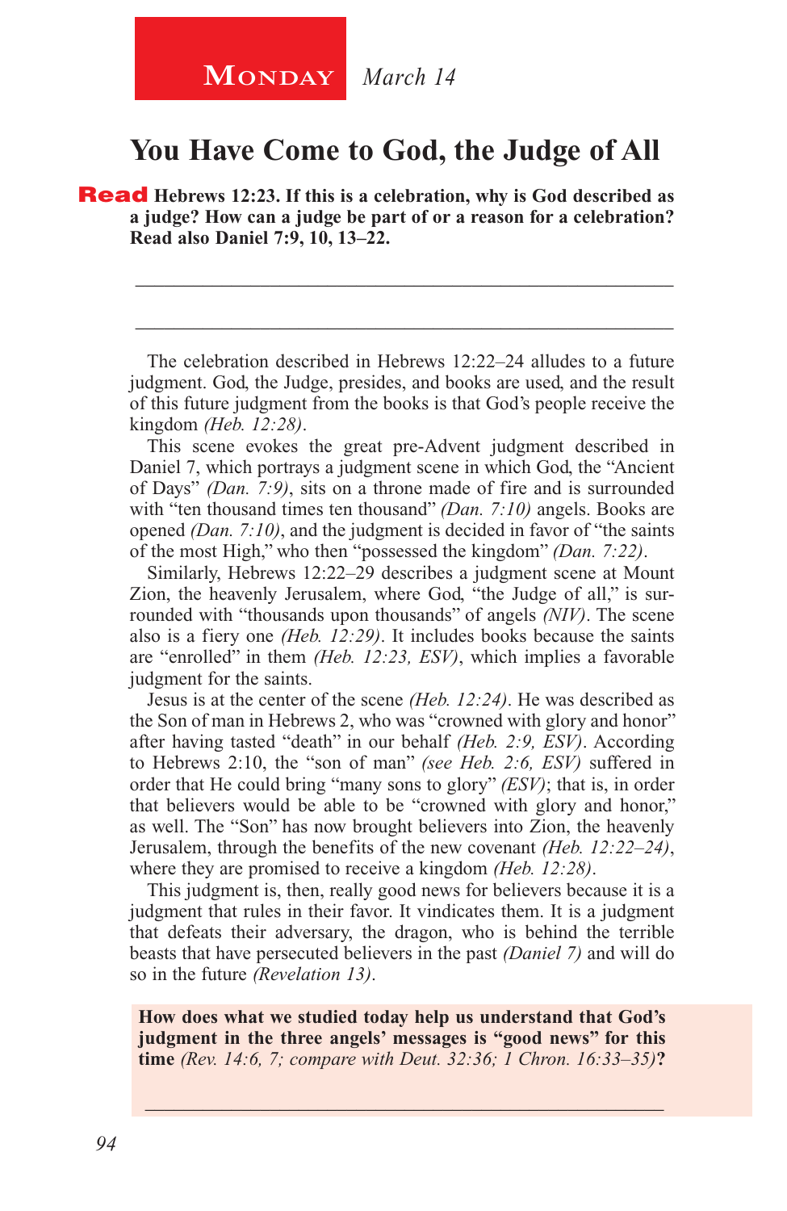**Monday** *March 14*

# You Have Come to God, the Judge of All

**Read Hebrews 12:23. If this is a celebration, why is God described as a judge? How can a judge be part of or a reason for a celebration? Read also Daniel 7:9, 10, 13–22.**

_____________________________________________________________

_____________________________________________________________

The celebration described in Hebrews 12:22–24 alludes to a future judgment. God, the Judge, presides, and books are used, and the result of this future judgment from the books is that God's people receive the kingdom *(Heb. 12:28)*.

This scene evokes the great pre-Advent judgment described in Daniel 7, which portrays a judgment scene in which God, the "Ancient of Days" *(Dan. 7:9)*, sits on a throne made of fire and is surrounded with "ten thousand times ten thousand" *(Dan. 7:10)* angels. Books are opened *(Dan. 7:10)*, and the judgment is decided in favor of "the saints of the most High," who then "possessed the kingdom" *(Dan. 7:22)*.

Similarly, Hebrews 12:22–29 describes a judgment scene at Mount Zion, the heavenly Jerusalem, where God, "the Judge of all," is surrounded with "thousands upon thousands" of angels *(NIV)*. The scene also is a fiery one *(Heb. 12:29)*. It includes books because the saints are "enrolled" in them *(Heb. 12:23, ESV)*, which implies a favorable judgment for the saints.

Jesus is at the center of the scene *(Heb. 12:24)*. He was described as the Son of man in Hebrews 2, who was "crowned with glory and honor" after having tasted "death" in our behalf *(Heb. 2:9, ESV)*. According to Hebrews 2:10, the "son of man" *(see Heb. 2:6, ESV)* suffered in order that He could bring "many sons to glory" *(ESV)*; that is, in order that believers would be able to be "crowned with glory and honor," as well. The "Son" has now brought believers into Zion, the heavenly Jerusalem, through the benefits of the new covenant *(Heb. 12:22–24)*, where they are promised to receive a kingdom *(Heb. 12:28)*.

This judgment is, then, really good news for believers because it is a judgment that rules in their favor. It vindicates them. It is a judgment that defeats their adversary, the dragon, who is behind the terrible beasts that have persecuted believers in the past *(Daniel 7)* and will do so in the future *(Revelation 13)*.

**How does what we studied today help us understand that God's judgment in the three angels' messages is "good news" for this time** *(Rev. 14:6, 7; compare with Deut. 32:36; 1 Chron. 16:33–35)***?**

_____________________________________________________________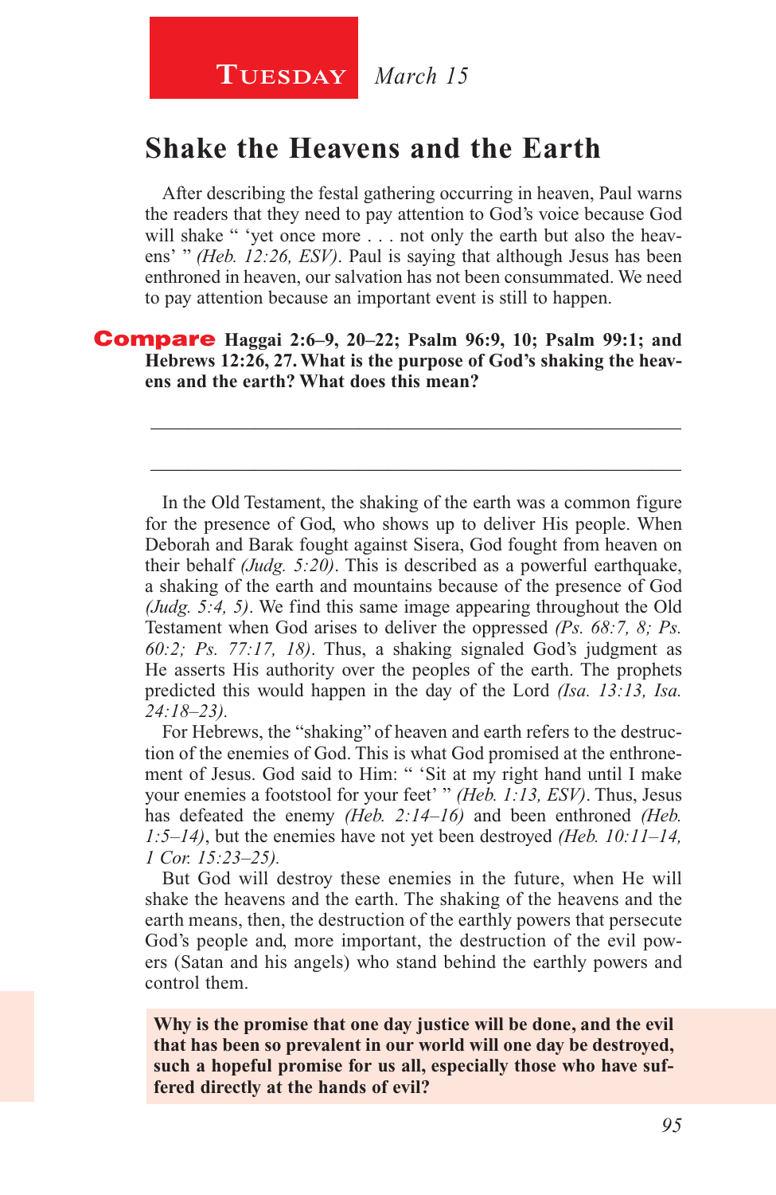**Tuesday** *March 15*

## Shake the Heavens and the Earth

After describing the festal gathering occurring in heaven, Paul warns the readers that they need to pay attention to God's voice because God will shake " 'yet once more . . . not only the earth but also the heavens' " *(Heb. 12:26, ESV)*. Paul is saying that although Jesus has been enthroned in heaven, our salvation has not been consummated. We need to pay attention because an important event is still to happen.

**Compare Haggai 2:6–9, 20–22; Psalm 96:9, 10; Psalm 99:1; and Hebrews 12:26, 27. What is the purpose of God's shaking the heavens and the earth? What does this mean?**

_______________________________________________________________

_______________________________________________________________

In the Old Testament, the shaking of the earth was a common figure for the presence of God, who shows up to deliver His people. When Deborah and Barak fought against Sisera, God fought from heaven on their behalf *(Judg. 5:20)*. This is described as a powerful earthquake, a shaking of the earth and mountains because of the presence of God *(Judg. 5:4, 5)*. We find this same image appearing throughout the Old Testament when God arises to deliver the oppressed *(Ps. 68:7, 8; Ps. 60:2; Ps. 77:17, 18)*. Thus, a shaking signaled God's judgment as He asserts His authority over the peoples of the earth. The prophets predicted this would happen in the day of the Lord *(Isa. 13:13, Isa. 24:18–23)*.

For Hebrews, the "shaking" of heaven and earth refers to the destruction of the enemies of God. This is what God promised at the enthronement of Jesus. God said to Him: " 'Sit at my right hand until I make your enemies a footstool for your feet' " *(Heb. 1:13, ESV)*. Thus, Jesus has defeated the enemy *(Heb. 2:14–16)* and been enthroned *(Heb. 1:5–14)*, but the enemies have not yet been destroyed *(Heb. 10:11–14, 1 Cor. 15:23–25)*.

But God will destroy these enemies in the future, when He will shake the heavens and the earth. The shaking of the heavens and the earth means, then, the destruction of the earthly powers that persecute God's people and, more important, the destruction of the evil powers (Satan and his angels) who stand behind the earthly powers and control them.

**Why is the promise that one day justice will be done, and the evil that has been so prevalent in our world will one day be destroyed, such a hopeful promise for us all, especially those who have suffered directly at the hands of evil?**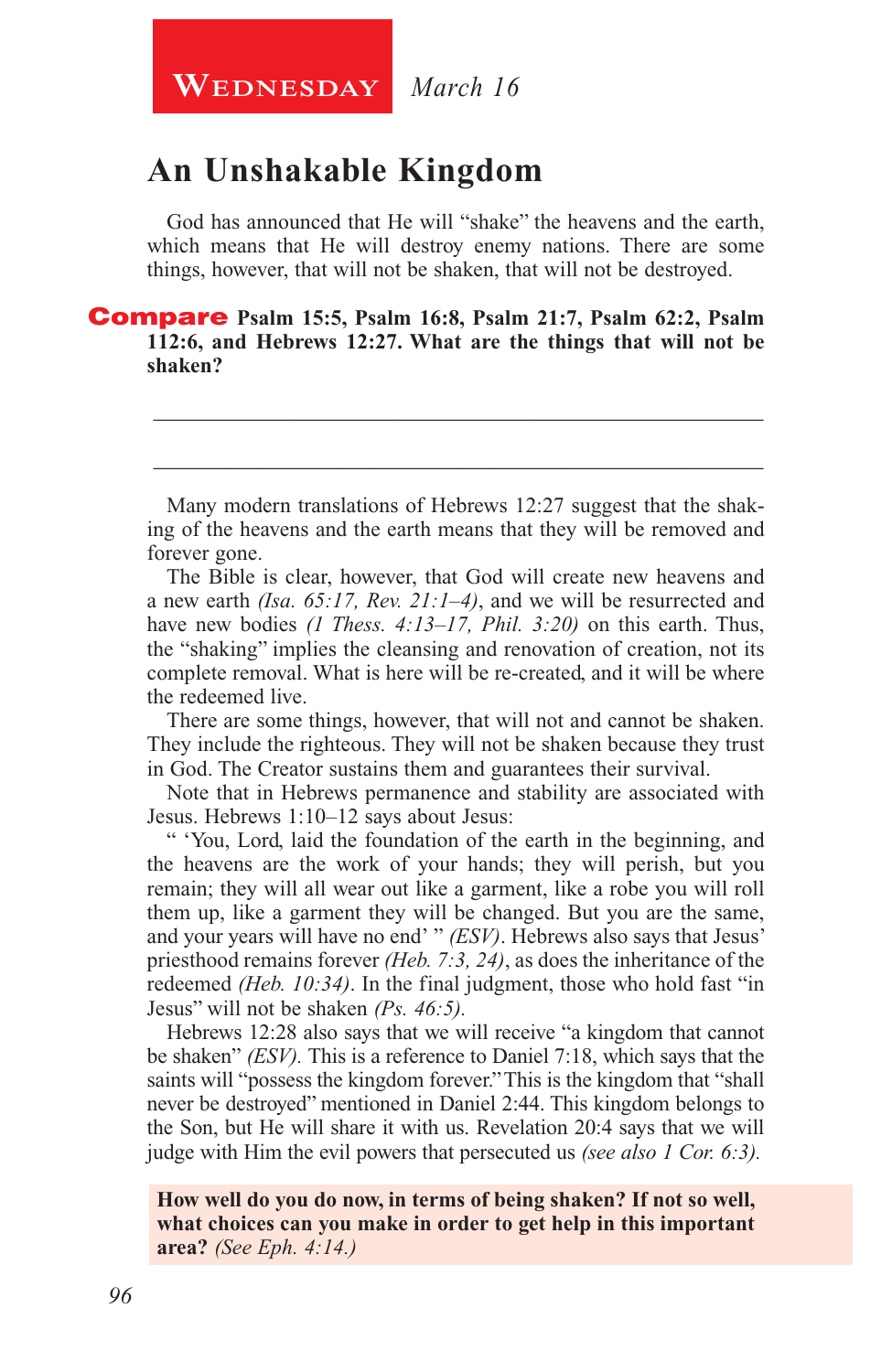**Wednesday** *March 16*

# An Unshakable Kingdom

God has announced that He will "shake" the heavens and the earth, which means that He will destroy enemy nations. There are some things, however, that will not be shaken, that will not be destroyed.

**Compare Psalm 15:5, Psalm 16:8, Psalm 21:7, Psalm 62:2, Psalm 112:6, and Hebrews 12:27. What are the things that will not be shaken?**

_______________________________________________________________

_______________________________________________________________

Many modern translations of Hebrews 12:27 suggest that the shaking of the heavens and the earth means that they will be removed and forever gone.

The Bible is clear, however, that God will create new heavens and a new earth *(Isa. 65:17, Rev. 21:1–4)*, and we will be resurrected and have new bodies *(1 Thess. 4:13–17, Phil. 3:20)* on this earth. Thus, the "shaking" implies the cleansing and renovation of creation, not its complete removal. What is here will be re-created, and it will be where the redeemed live.

There are some things, however, that will not and cannot be shaken. They include the righteous. They will not be shaken because they trust in God. The Creator sustains them and guarantees their survival.

Note that in Hebrews permanence and stability are associated with Jesus. Hebrews 1:10–12 says about Jesus:

" 'You, Lord, laid the foundation of the earth in the beginning, and the heavens are the work of your hands; they will perish, but you remain; they will all wear out like a garment, like a robe you will roll them up, like a garment they will be changed. But you are the same, and your years will have no end' " *(ESV)*. Hebrews also says that Jesus' priesthood remains forever *(Heb. 7:3, 24)*, as does the inheritance of the redeemed *(Heb. 10:34)*. In the final judgment, those who hold fast "in Jesus" will not be shaken *(Ps. 46:5).*

Hebrews 12:28 also says that we will receive "a kingdom that cannot be shaken" *(ESV).* This is a reference to Daniel 7:18, which says that the saints will "possess the kingdom forever." This is the kingdom that "shall never be destroyed" mentioned in Daniel 2:44. This kingdom belongs to the Son, but He will share it with us. Revelation 20:4 says that we will judge with Him the evil powers that persecuted us *(see also 1 Cor. 6:3).*

**How well do you do now, in terms of being shaken? If not so well, what choices can you make in order to get help in this important area?** *(See Eph. 4:14.)*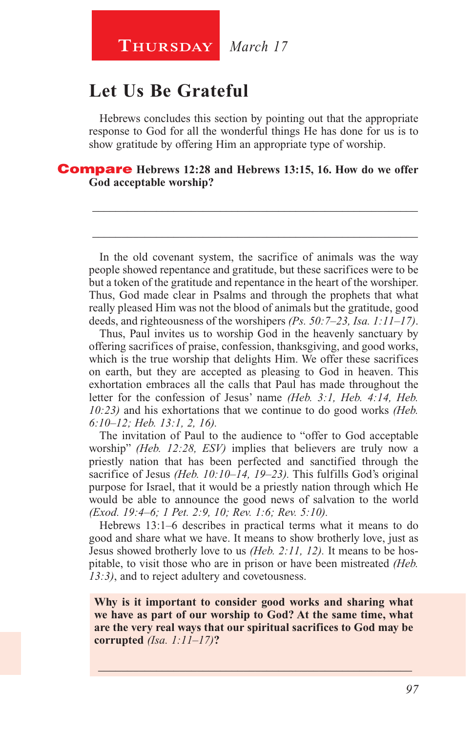**Thursday** *March 17*

# Let Us Be Grateful

Hebrews concludes this section by pointing out that the appropriate response to God for all the wonderful things He has done for us is to show gratitude by offering Him an appropriate type of worship.

**Compare Hebrews 12:28 and Hebrews 13:15, 16. How do we offer God acceptable worship?**

_______________________________________________

_______________________________________________

In the old covenant system, the sacrifice of animals was the way people showed repentance and gratitude, but these sacrifices were to be but a token of the gratitude and repentance in the heart of the worshiper. Thus, God made clear in Psalms and through the prophets that what really pleased Him was not the blood of animals but the gratitude, good deeds, and righteousness of the worshipers *(Ps. 50:7–23, Isa. 1:11–17)*.

Thus, Paul invites us to worship God in the heavenly sanctuary by offering sacrifices of praise, confession, thanksgiving, and good works, which is the true worship that delights Him. We offer these sacrifices on earth, but they are accepted as pleasing to God in heaven. This exhortation embraces all the calls that Paul has made throughout the letter for the confession of Jesus' name *(Heb. 3:1, Heb. 4:14, Heb. 10:23)* and his exhortations that we continue to do good works *(Heb. 6:10–12; Heb. 13:1, 2, 16)*.

The invitation of Paul to the audience to "offer to God acceptable worship" *(Heb. 12:28, ESV)* implies that believers are truly now a priestly nation that has been perfected and sanctified through the sacrifice of Jesus *(Heb. 10:10–14, 19–23)*. This fulfills God's original purpose for Israel, that it would be a priestly nation through which He would be able to announce the good news of salvation to the world *(Exod. 19:4–6; 1 Pet. 2:9, 10; Rev. 1:6; Rev. 5:10)*.

Hebrews 13:1–6 describes in practical terms what it means to do good and share what we have. It means to show brotherly love, just as Jesus showed brotherly love to us *(Heb. 2:11, 12)*. It means to be hospitable, to visit those who are in prison or have been mistreated *(Heb. 13:3)*, and to reject adultery and covetousness.

**Why is it important to consider good works and sharing what we have as part of our worship to God? At the same time, what are the very real ways that our spiritual sacrifices to God may be corrupted** *(Isa. 1:11–17)***?**

_______________________________________________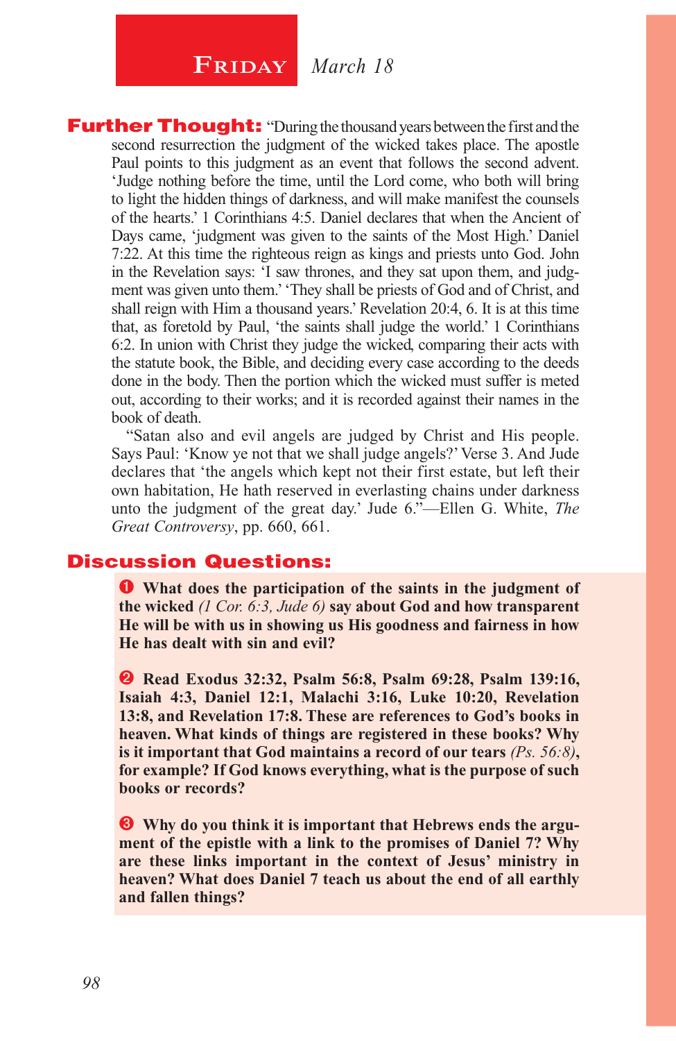## **Friday** *March 18*

**Further Thought:** "During the thousand years between the first and the second resurrection the judgment of the wicked takes place. The apostle Paul points to this judgment as an event that follows the second advent. 'Judge nothing before the time, until the Lord come, who both will bring to light the hidden things of darkness, and will make manifest the counsels of the hearts.' 1 Corinthians 4:5. Daniel declares that when the Ancient of Days came, 'judgment was given to the saints of the Most High.' Daniel 7:22. At this time the righteous reign as kings and priests unto God. John in the Revelation says: 'I saw thrones, and they sat upon them, and judgment was given unto them.' 'They shall be priests of God and of Christ, and shall reign with Him a thousand years.' Revelation 20:4, 6. It is at this time that, as foretold by Paul, 'the saints shall judge the world.' 1 Corinthians 6:2. In union with Christ they judge the wicked, comparing their acts with the statute book, the Bible, and deciding every case according to the deeds done in the body. Then the portion which the wicked must suffer is meted out, according to their works; and it is recorded against their names in the book of death.

"Satan also and evil angels are judged by Christ and His people. Says Paul: 'Know ye not that we shall judge angels?' Verse 3. And Jude declares that 'the angels which kept not their first estate, but left their own habitation, He hath reserved in everlasting chains under darkness unto the judgment of the great day.' Jude 6."—Ellen G. White, *The Great Controversy*, pp. 660, 661.

## Discussion Questions:

❶ **What does the participation of the saints in the judgment of the wicked** *(1 Cor. 6:3, Jude 6)* **say about God and how transparent He will be with us in showing us His goodness and fairness in how He has dealt with sin and evil?**

❷ **Read Exodus 32:32, Psalm 56:8, Psalm 69:28, Psalm 139:16, Isaiah 4:3, Daniel 12:1, Malachi 3:16, Luke 10:20, Revelation 13:8, and Revelation 17:8. These are references to God's books in heaven. What kinds of things are registered in these books? Why is it important that God maintains a record of our tears** *(Ps. 56:8)***, for example? If God knows everything, what is the purpose of such books or records?**

❸ **Why do you think it is important that Hebrews ends the argument of the epistle with a link to the promises of Daniel 7? Why are these links important in the context of Jesus' ministry in heaven? What does Daniel 7 teach us about the end of all earthly and fallen things?**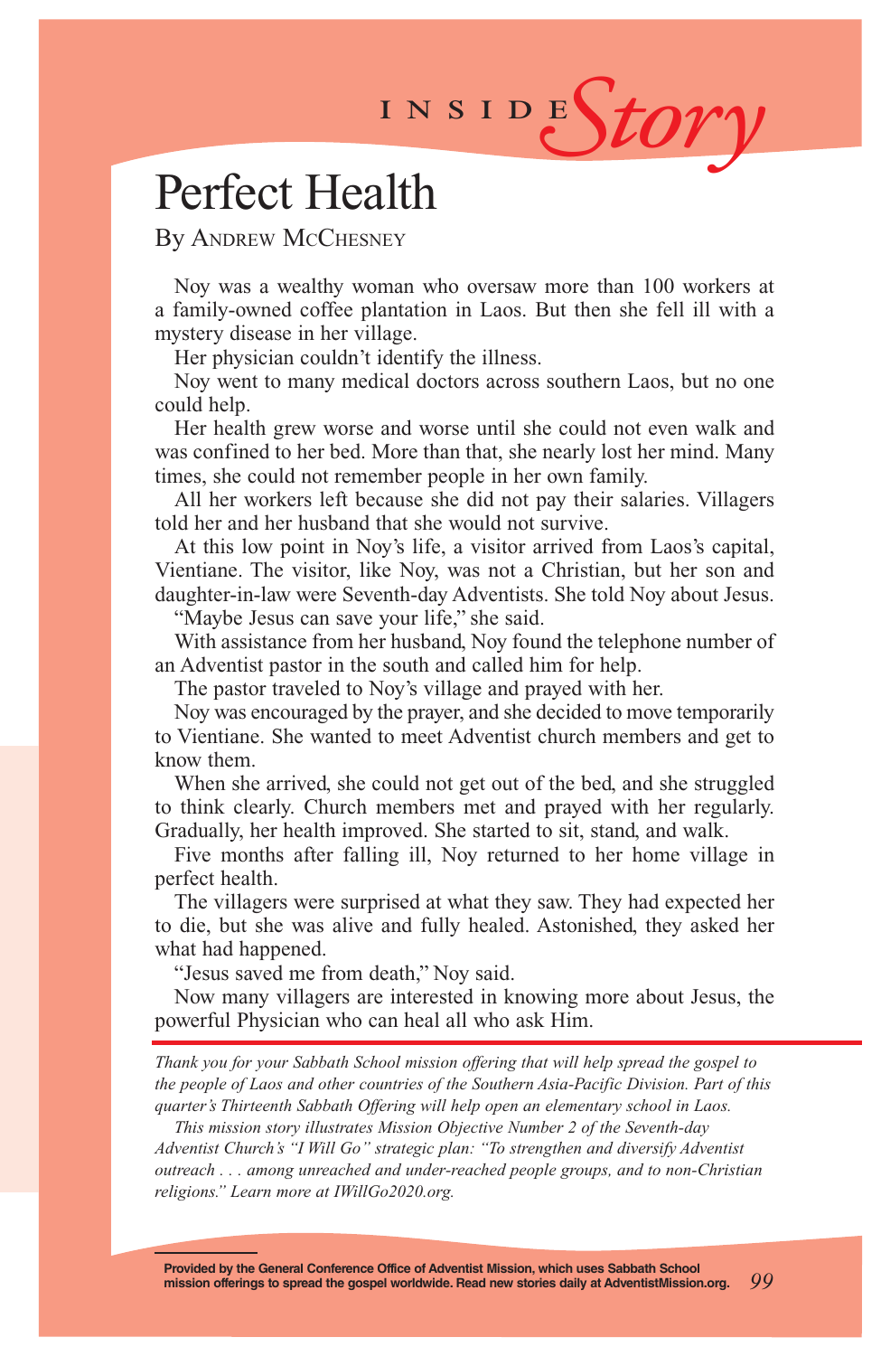INSIDE *Story*

# Perfect Health

By Andrew McChesney

Noy was a wealthy woman who oversaw more than 100 workers at a family-owned coffee plantation in Laos. But then she fell ill with a mystery disease in her village.

Her physician couldn't identify the illness.

Noy went to many medical doctors across southern Laos, but no one could help.

Her health grew worse and worse until she could not even walk and was confined to her bed. More than that, she nearly lost her mind. Many times, she could not remember people in her own family.

All her workers left because she did not pay their salaries. Villagers told her and her husband that she would not survive.

At this low point in Noy's life, a visitor arrived from Laos's capital, Vientiane. The visitor, like Noy, was not a Christian, but her son and daughter-in-law were Seventh-day Adventists. She told Noy about Jesus.

"Maybe Jesus can save your life," she said.

With assistance from her husband, Noy found the telephone number of an Adventist pastor in the south and called him for help.

The pastor traveled to Noy's village and prayed with her.

Noy was encouraged by the prayer, and she decided to move temporarily to Vientiane. She wanted to meet Adventist church members and get to know them.

When she arrived, she could not get out of the bed, and she struggled to think clearly. Church members met and prayed with her regularly. Gradually, her health improved. She started to sit, stand, and walk.

Five months after falling ill, Noy returned to her home village in perfect health.

The villagers were surprised at what they saw. They had expected her to die, but she was alive and fully healed. Astonished, they asked her what had happened.

"Jesus saved me from death," Noy said.

Now many villagers are interested in knowing more about Jesus, the powerful Physician who can heal all who ask Him.

*Thank you for your Sabbath School mission offering that will help spread the gospel to the people of Laos and other countries of the Southern Asia-Pacific Division. Part of this quarter's Thirteenth Sabbath Offering will help open an elementary school in Laos.*

*This mission story illustrates Mission Objective Number 2 of the Seventh-day Adventist Church's "I Will Go" strategic plan: "To strengthen and diversify Adventist outreach . . . among unreached and under-reached people groups, and to non-Christian religions." Learn more at IWillGo2020.org.*

**Provided by the General Conference Office of Adventist Mission, which uses Sabbath School mission offerings to spread the gospel worldwide. Read new stories daily at AdventistMission.org.**